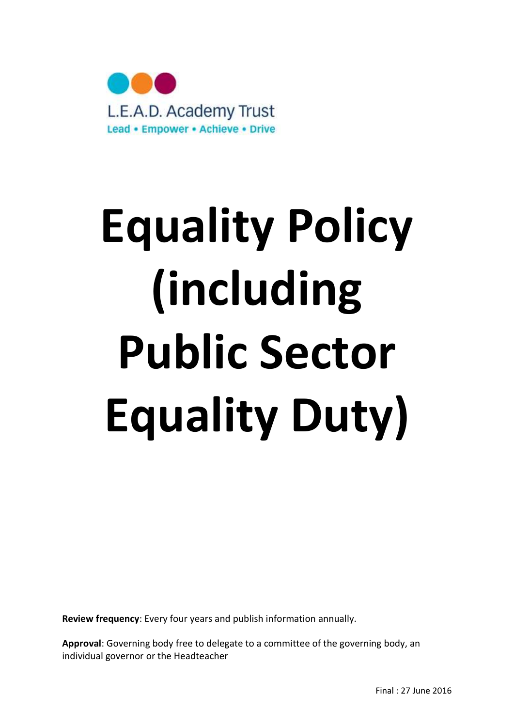L.E.A.D. Academy Trust

Lead • Empower • Achieve • Drive

# Equality Policy (including Public Sector Equality Duty)

**Review frequency**: Every four years and publish information annually.

**Approval**: Governing body free to delegate to a committee of the governing body, an individual governor or the Headteacher

Final : 27 June 2016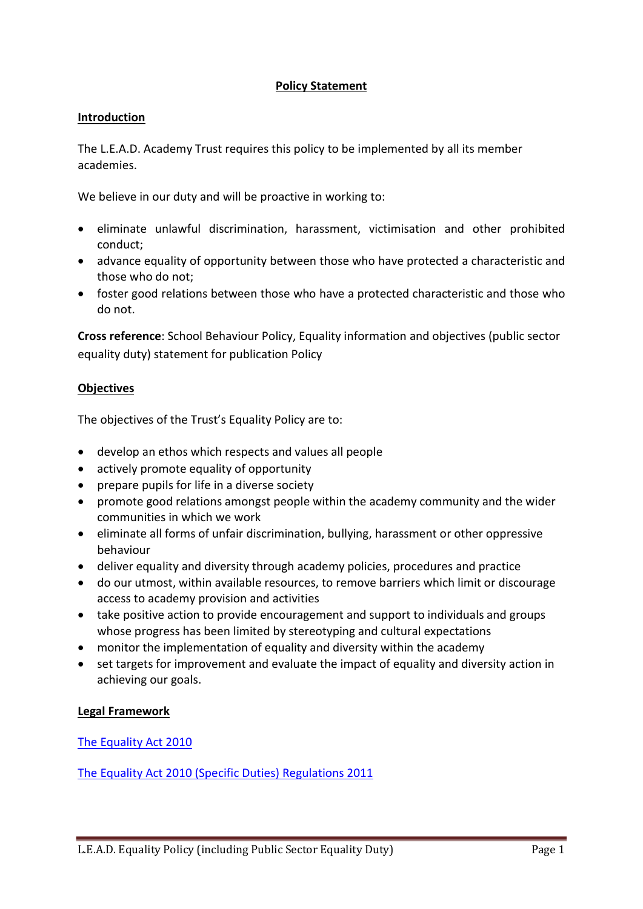## Policy Statement

### Introduction

The L.E.A.D. Academy Trust requires this policy to be implemented by all its member academies.

We believe in our duty and will be proactive in working to:

- eliminate unlawful discrimination, harassment, victimisation and other prohibited conduct;
- advance equality of opportunity between those who have protected a characteristic and those who do not;
- foster good relations between those who have a protected characteristic and those who do not.

**Cross reference**: School Behaviour Policy, Equality information and objectives (public sector equality duty) statement for publication Policy

### Objectives

The objectives of the Trust's Equality Policy are to:

- develop an ethos which respects and values all people
- actively promote equality of opportunity
- prepare pupils for life in a diverse society
- promote good relations amongst people within the academy community and the wider communities in which we work
- eliminate all forms of unfair discrimination, bullying, harassment or other oppressive behaviour
- deliver equality and diversity through academy policies, procedures and practice
- do our utmost, within available resources, to remove barriers which limit or discourage access to academy provision and activities
- take positive action to provide encouragement and support to individuals and groups whose progress has been limited by stereotyping and cultural expectations
- monitor the implementation of equality and diversity within the academy
- set targets for improvement and evaluate the impact of equality and diversity action in achieving our goals.

### Legal Framework

The Equality Act 2010

The Equality Act 2010 (Specific Duties) Regulations 2011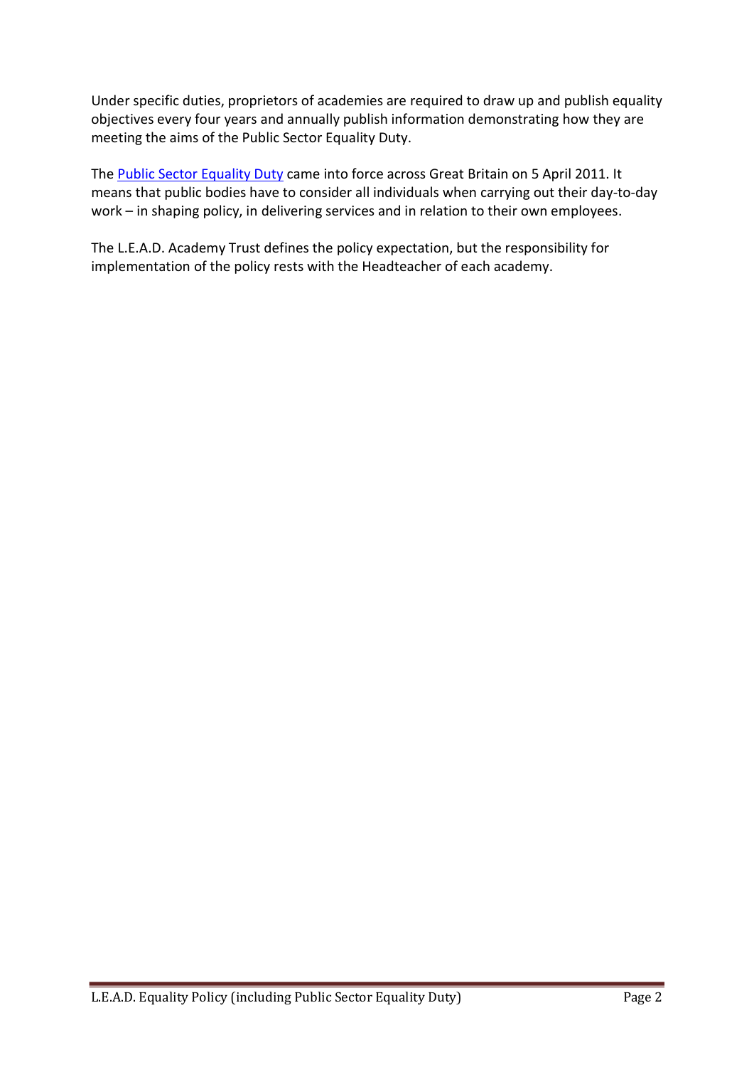Under specific duties, proprietors of academies are required to draw up and publish equality objectives every four years and annually publish information demonstrating how they are meeting the aims of the Public Sector Equality Duty.

The Public Sector Equality Duty came into force across Great Britain on 5 April 2011. It means that public bodies have to consider all individuals when carrying out their day-to-day work – in shaping policy, in delivering services and in relation to their own employees.

The L.E.A.D. Academy Trust defines the policy expectation, but the responsibility for implementation of the policy rests with the Headteacher of each academy.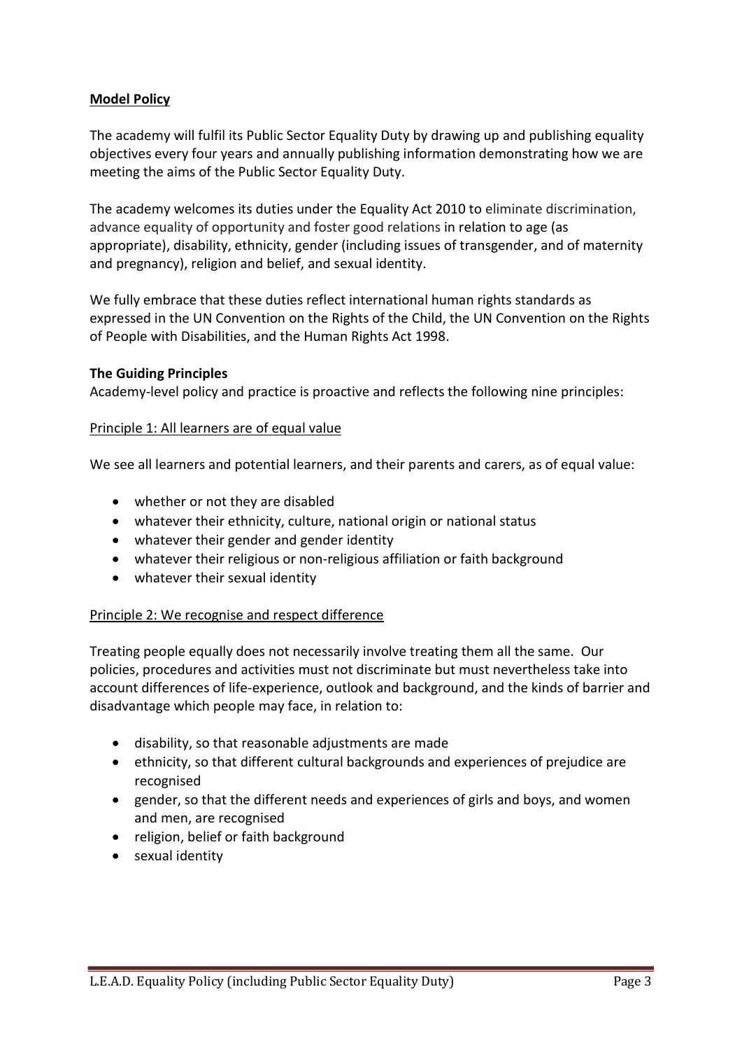**Model Policy**

The academy will fulfil its Public Sector Equality Duty by drawing up and publishing equality objectives every four years and annually publishing information demonstrating how we are meeting the aims of the Public Sector Equality Duty.

The academy welcomes its duties under the Equality Act 2010 to eliminate discrimination, advance equality of opportunity and foster good relations in relation to age (as appropriate), disability, ethnicity, gender (including issues of transgender, and of maternity and pregnancy), religion and belief, and sexual identity.

We fully embrace that these duties reflect international human rights standards as expressed in the UN Convention on the Rights of the Child, the UN Convention on the Rights of People with Disabilities, and the Human Rights Act 1998.

**The Guiding Principles**

Academy-level policy and practice is proactive and reflects the following nine principles:

Principle 1: All learners are of equal value

We see all learners and potential learners, and their parents and carers, as of equal value:

- whether or not they are disabled
- whatever their ethnicity, culture, national origin or national status
- whatever their gender and gender identity
- whatever their religious or non-religious affiliation or faith background
- whatever their sexual identity

Principle 2: We recognise and respect difference

Treating people equally does not necessarily involve treating them all the same. Our policies, procedures and activities must not discriminate but must nevertheless take into account differences of life-experience, outlook and background, and the kinds of barrier and disadvantage which people may face, in relation to:

- disability, so that reasonable adjustments are made
- ethnicity, so that different cultural backgrounds and experiences of prejudice are recognised
- gender, so that the different needs and experiences of girls and boys, and women and men, are recognised
- religion, belief or faith background
- sexual identity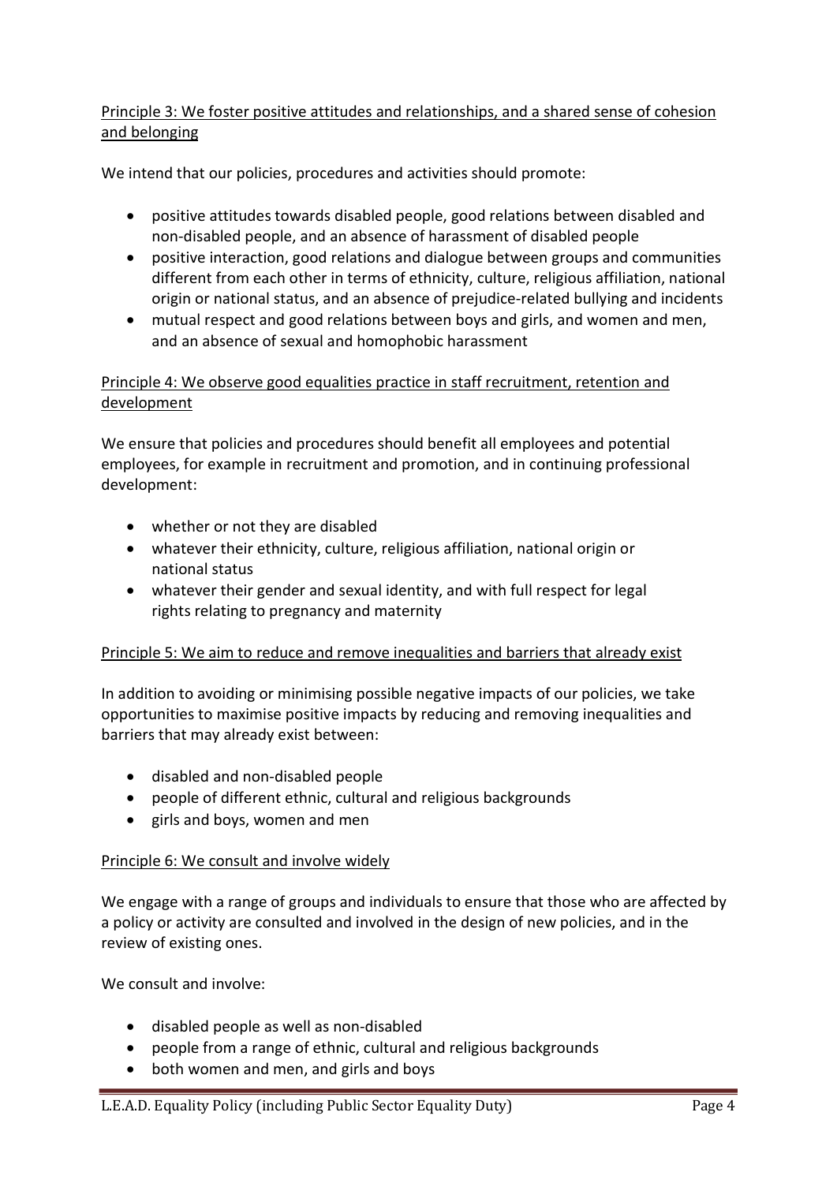Principle 3: We foster positive attitudes and relationships, and a shared sense of cohesion and belonging

We intend that our policies, procedures and activities should promote:

- positive attitudes towards disabled people, good relations between disabled and non-disabled people, and an absence of harassment of disabled people
- positive interaction, good relations and dialogue between groups and communities different from each other in terms of ethnicity, culture, religious affiliation, national origin or national status, and an absence of prejudice-related bullying and incidents
- mutual respect and good relations between boys and girls, and women and men, and an absence of sexual and homophobic harassment

Principle 4: We observe good equalities practice in staff recruitment, retention and development

We ensure that policies and procedures should benefit all employees and potential employees, for example in recruitment and promotion, and in continuing professional development:

- whether or not they are disabled
- whatever their ethnicity, culture, religious affiliation, national origin or national status
- whatever their gender and sexual identity, and with full respect for legal rights relating to pregnancy and maternity

Principle 5: We aim to reduce and remove inequalities and barriers that already exist

In addition to avoiding or minimising possible negative impacts of our policies, we take opportunities to maximise positive impacts by reducing and removing inequalities and barriers that may already exist between:

- disabled and non-disabled people
- people of different ethnic, cultural and religious backgrounds
- girls and boys, women and men

Principle 6: We consult and involve widely

We engage with a range of groups and individuals to ensure that those who are affected by a policy or activity are consulted and involved in the design of new policies, and in the review of existing ones.

We consult and involve:

- disabled people as well as non-disabled
- people from a range of ethnic, cultural and religious backgrounds
- both women and men, and girls and boys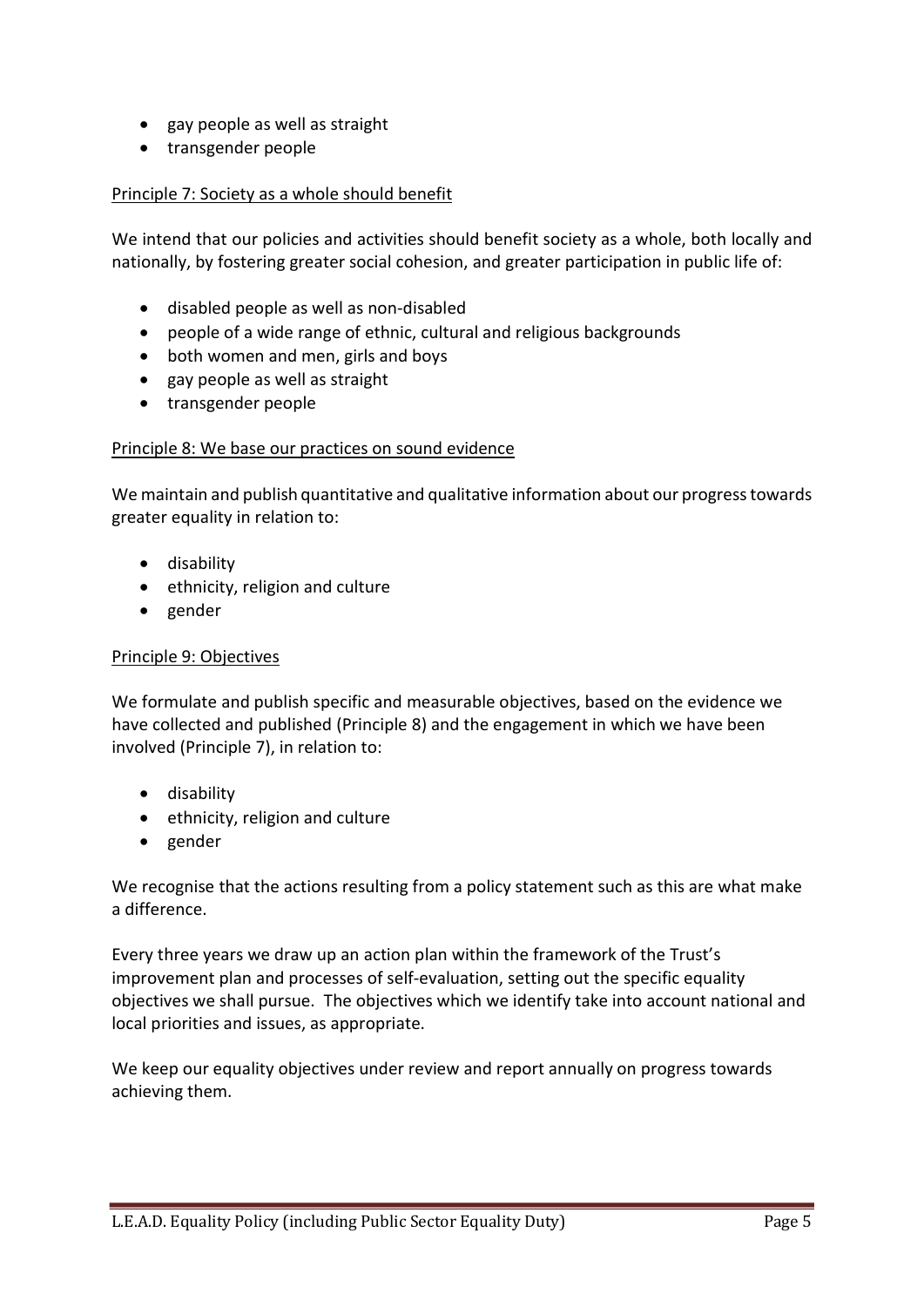- gay people as well as straight
- transgender people

Principle 7: Society as a whole should benefit

We intend that our policies and activities should benefit society as a whole, both locally and nationally, by fostering greater social cohesion, and greater participation in public life of:

- disabled people as well as non-disabled
- people of a wide range of ethnic, cultural and religious backgrounds
- both women and men, girls and boys
- gay people as well as straight
- transgender people

Principle 8: We base our practices on sound evidence

We maintain and publish quantitative and qualitative information about our progress towards greater equality in relation to:

- disability
- ethnicity, religion and culture
- gender

Principle 9: Objectives

We formulate and publish specific and measurable objectives, based on the evidence we have collected and published (Principle 8) and the engagement in which we have been involved (Principle 7), in relation to:

- disability
- ethnicity, religion and culture
- gender

We recognise that the actions resulting from a policy statement such as this are what make a difference.

Every three years we draw up an action plan within the framework of the Trust's improvement plan and processes of self-evaluation, setting out the specific equality objectives we shall pursue. The objectives which we identify take into account national and local priorities and issues, as appropriate.

We keep our equality objectives under review and report annually on progress towards achieving them.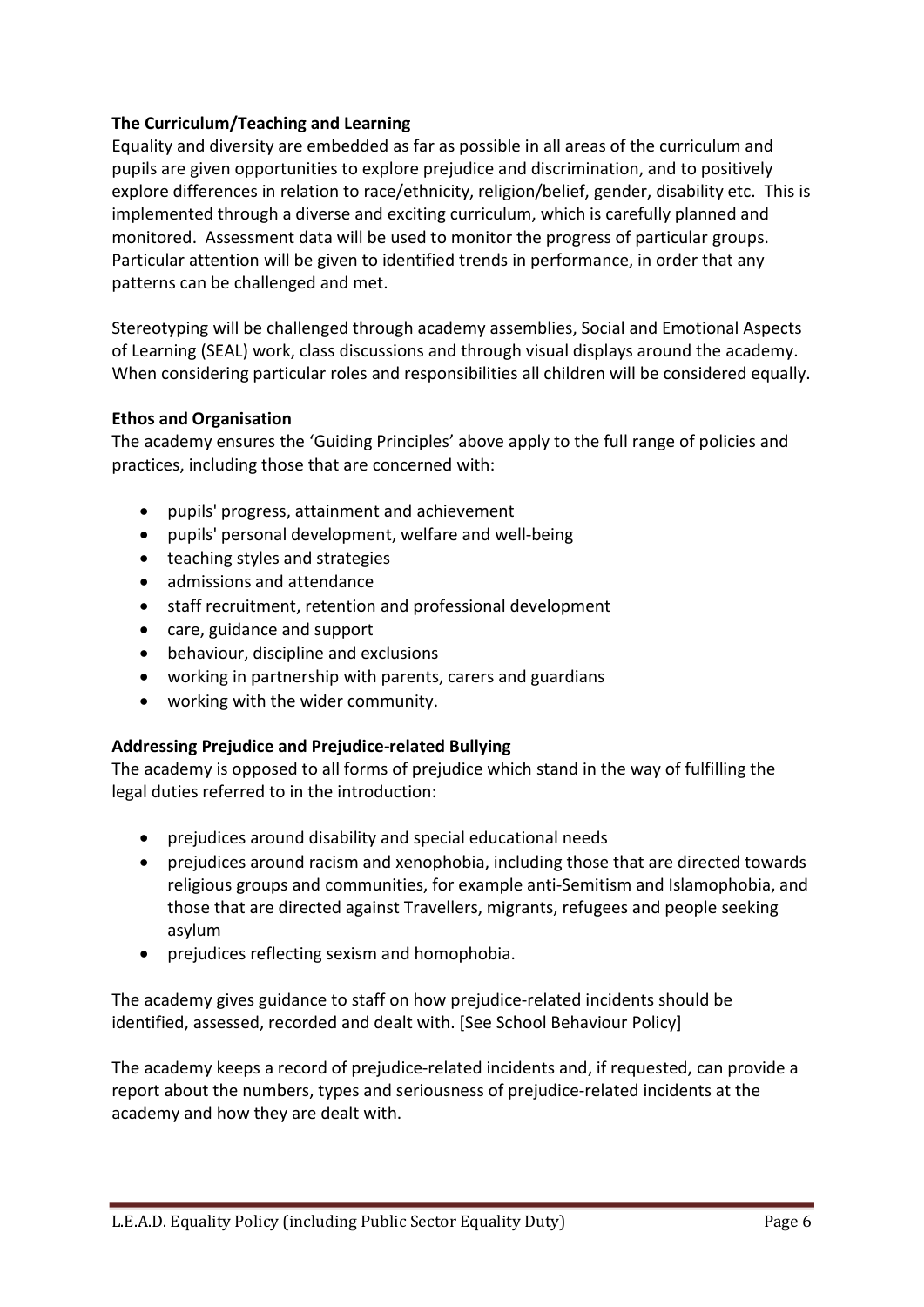**The Curriculum/Teaching and Learning**

Equality and diversity are embedded as far as possible in all areas of the curriculum and pupils are given opportunities to explore prejudice and discrimination, and to positively explore differences in relation to race/ethnicity, religion/belief, gender, disability etc. This is implemented through a diverse and exciting curriculum, which is carefully planned and monitored. Assessment data will be used to monitor the progress of particular groups. Particular attention will be given to identified trends in performance, in order that any patterns can be challenged and met.

Stereotyping will be challenged through academy assemblies, Social and Emotional Aspects of Learning (SEAL) work, class discussions and through visual displays around the academy. When considering particular roles and responsibilities all children will be considered equally.

**Ethos and Organisation**

The academy ensures the 'Guiding Principles' above apply to the full range of policies and practices, including those that are concerned with:

- pupils' progress, attainment and achievement
- pupils' personal development, welfare and well-being
- teaching styles and strategies
- admissions and attendance
- staff recruitment, retention and professional development
- care, guidance and support
- behaviour, discipline and exclusions
- working in partnership with parents, carers and guardians
- working with the wider community.

**Addressing Prejudice and Prejudice-related Bullying**

The academy is opposed to all forms of prejudice which stand in the way of fulfilling the legal duties referred to in the introduction:

- prejudices around disability and special educational needs
- prejudices around racism and xenophobia, including those that are directed towards religious groups and communities, for example anti-Semitism and Islamophobia, and those that are directed against Travellers, migrants, refugees and people seeking asylum
- prejudices reflecting sexism and homophobia.

The academy gives guidance to staff on how prejudice-related incidents should be identified, assessed, recorded and dealt with. [See School Behaviour Policy]

The academy keeps a record of prejudice-related incidents and, if requested, can provide a report about the numbers, types and seriousness of prejudice-related incidents at the academy and how they are dealt with.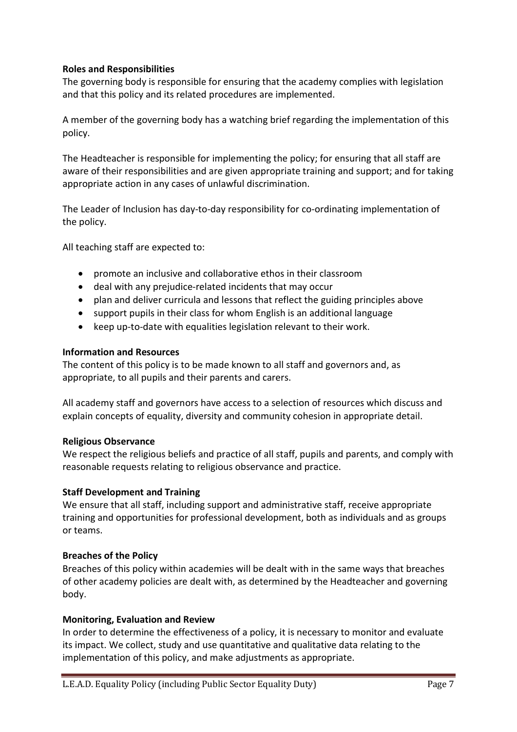**Roles and Responsibilities**

The governing body is responsible for ensuring that the academy complies with legislation and that this policy and its related procedures are implemented.

A member of the governing body has a watching brief regarding the implementation of this policy.

The Headteacher is responsible for implementing the policy; for ensuring that all staff are aware of their responsibilities and are given appropriate training and support; and for taking appropriate action in any cases of unlawful discrimination.

The Leader of Inclusion has day-to-day responsibility for co-ordinating implementation of the policy.

All teaching staff are expected to:

- promote an inclusive and collaborative ethos in their classroom
- deal with any prejudice-related incidents that may occur
- plan and deliver curricula and lessons that reflect the guiding principles above
- support pupils in their class for whom English is an additional language
- keep up-to-date with equalities legislation relevant to their work.

**Information and Resources**

The content of this policy is to be made known to all staff and governors and, as appropriate, to all pupils and their parents and carers.

All academy staff and governors have access to a selection of resources which discuss and explain concepts of equality, diversity and community cohesion in appropriate detail.

**Religious Observance**

We respect the religious beliefs and practice of all staff, pupils and parents, and comply with reasonable requests relating to religious observance and practice.

**Staff Development and Training**

We ensure that all staff, including support and administrative staff, receive appropriate training and opportunities for professional development, both as individuals and as groups or teams.

**Breaches of the Policy**

Breaches of this policy within academies will be dealt with in the same ways that breaches of other academy policies are dealt with, as determined by the Headteacher and governing body.

**Monitoring, Evaluation and Review**

In order to determine the effectiveness of a policy, it is necessary to monitor and evaluate its impact. We collect, study and use quantitative and qualitative data relating to the implementation of this policy, and make adjustments as appropriate.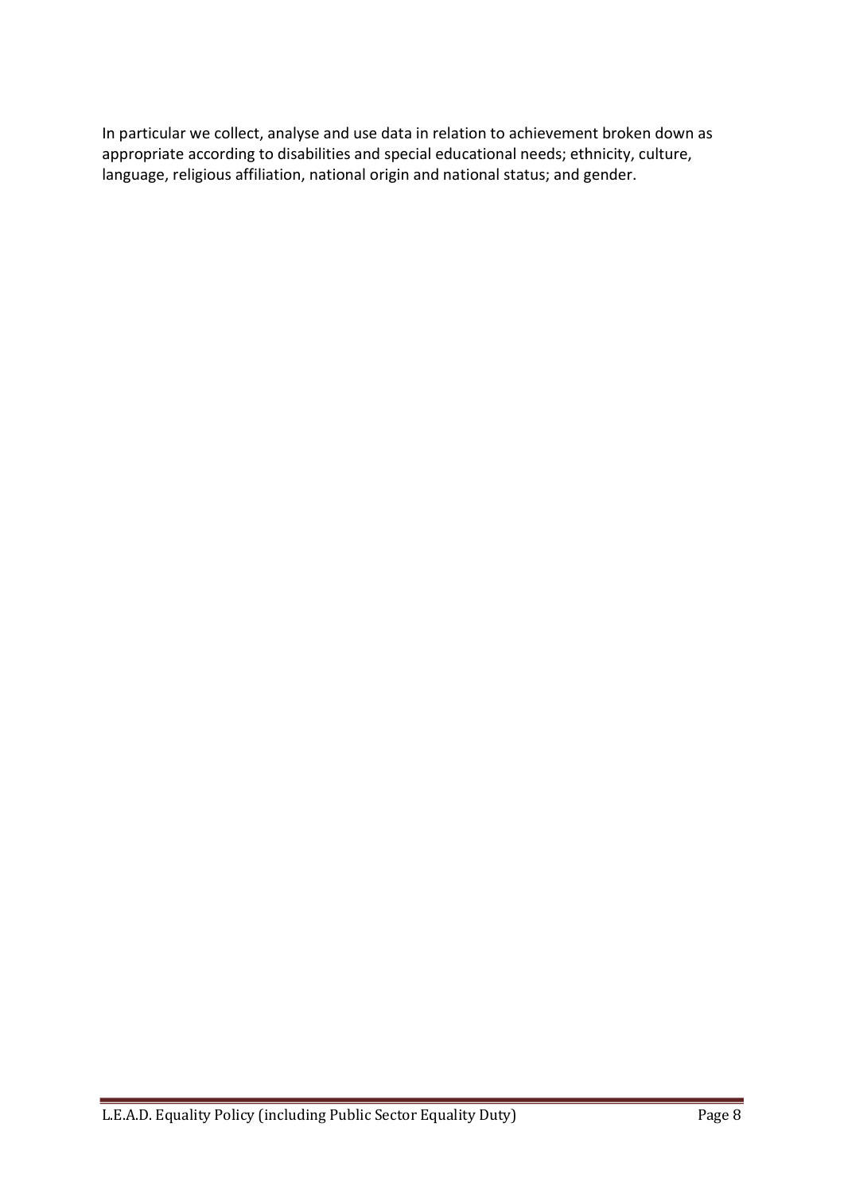In particular we collect, analyse and use data in relation to achievement broken down as appropriate according to disabilities and special educational needs; ethnicity, culture, language, religious affiliation, national origin and national status; and gender.